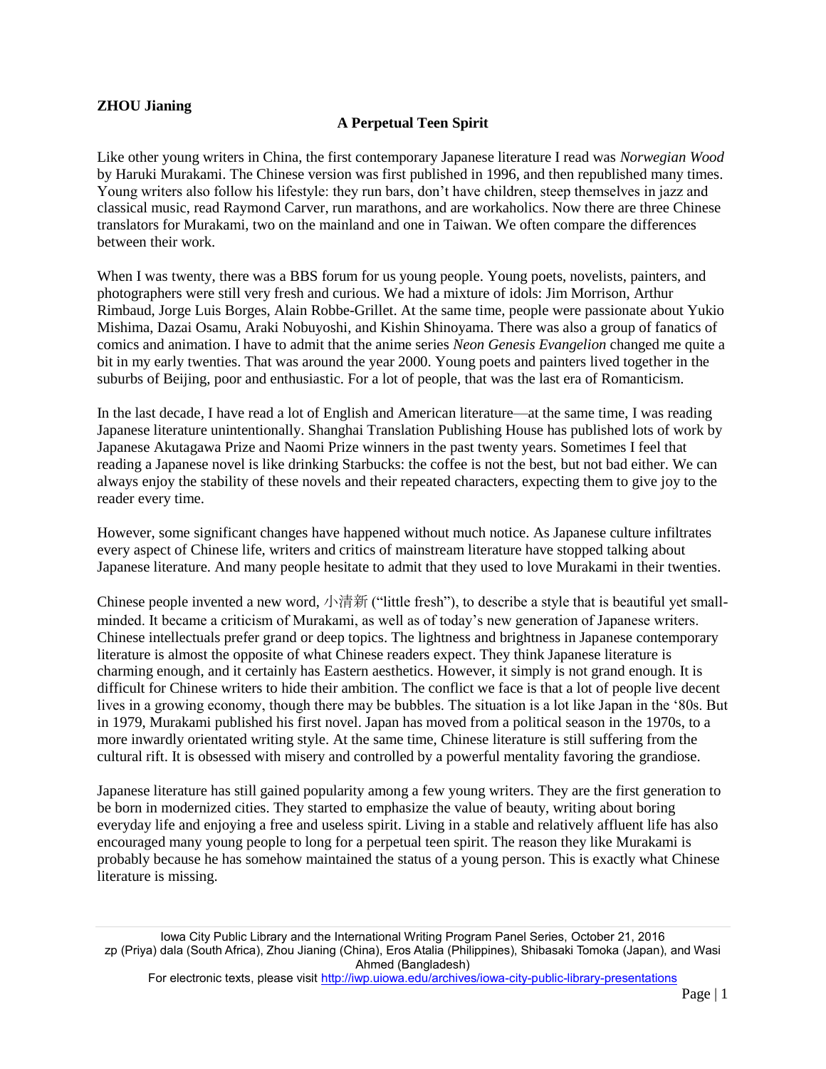**ZHOU Jianing**

**A Perpetual Teen Spirit**

Like other young writers in China, the first contemporary Japanese literature I read was *Norwegian Wood* by Haruki Murakami. The Chinese version was first published in 1996, and then republished many times. Young writers also follow his lifestyle: they run bars, don't have children, steep themselves in jazz and classical music, read Raymond Carver, run marathons, and are workaholics. Now there are three Chinese translators for Murakami, two on the mainland and one in Taiwan. We often compare the differences between their work.

When I was twenty, there was a BBS forum for us young people. Young poets, novelists, painters, and photographers were still very fresh and curious. We had a mixture of idols: Jim Morrison, Arthur Rimbaud, Jorge Luis Borges, Alain Robbe-Grillet. At the same time, people were passionate about Yukio Mishima, Dazai Osamu, Araki Nobuyoshi, and Kishin Shinoyama. There was also a group of fanatics of comics and animation. I have to admit that the anime series *Neon Genesis Evangelion* changed me quite a bit in my early twenties. That was around the year 2000. Young poets and painters lived together in the suburbs of Beijing, poor and enthusiastic. For a lot of people, that was the last era of Romanticism.

In the last decade, I have read a lot of English and American literature—at the same time, I was reading Japanese literature unintentionally. Shanghai Translation Publishing House has published lots of work by Japanese Akutagawa Prize and Naomi Prize winners in the past twenty years. Sometimes I feel that reading a Japanese novel is like drinking Starbucks: the coffee is not the best, but not bad either. We can always enjoy the stability of these novels and their repeated characters, expecting them to give joy to the reader every time.

However, some significant changes have happened without much notice. As Japanese culture infiltrates every aspect of Chinese life, writers and critics of mainstream literature have stopped talking about Japanese literature. And many people hesitate to admit that they used to love Murakami in their twenties.

Chinese people invented a new word, 小清新 ("little fresh"), to describe a style that is beautiful yet small-minded. It became a criticism of Murakami, as well as of today's new generation of Japanese writers. Chinese intellectuals prefer grand or deep topics. The lightness and brightness in Japanese contemporary literature is almost the opposite of what Chinese readers expect. They think Japanese literature is charming enough, and it certainly has Eastern aesthetics. However, it simply is not grand enough. It is difficult for Chinese writers to hide their ambition. The conflict we face is that a lot of people live decent lives in a growing economy, though there may be bubbles. The situation is a lot like Japan in the '80s. But in 1979, Murakami published his first novel. Japan has moved from a political season in the 1970s, to a more inwardly orientated writing style. At the same time, Chinese literature is still suffering from the cultural rift. It is obsessed with misery and controlled by a powerful mentality favoring the grandiose.

Japanese literature has still gained popularity among a few young writers. They are the first generation to be born in modernized cities. They started to emphasize the value of beauty, writing about boring everyday life and enjoying a free and useless spirit. Living in a stable and relatively affluent life has also encouraged many young people to long for a perpetual teen spirit. The reason they like Murakami is probably because he has somehow maintained the status of a young person. This is exactly what Chinese literature is missing.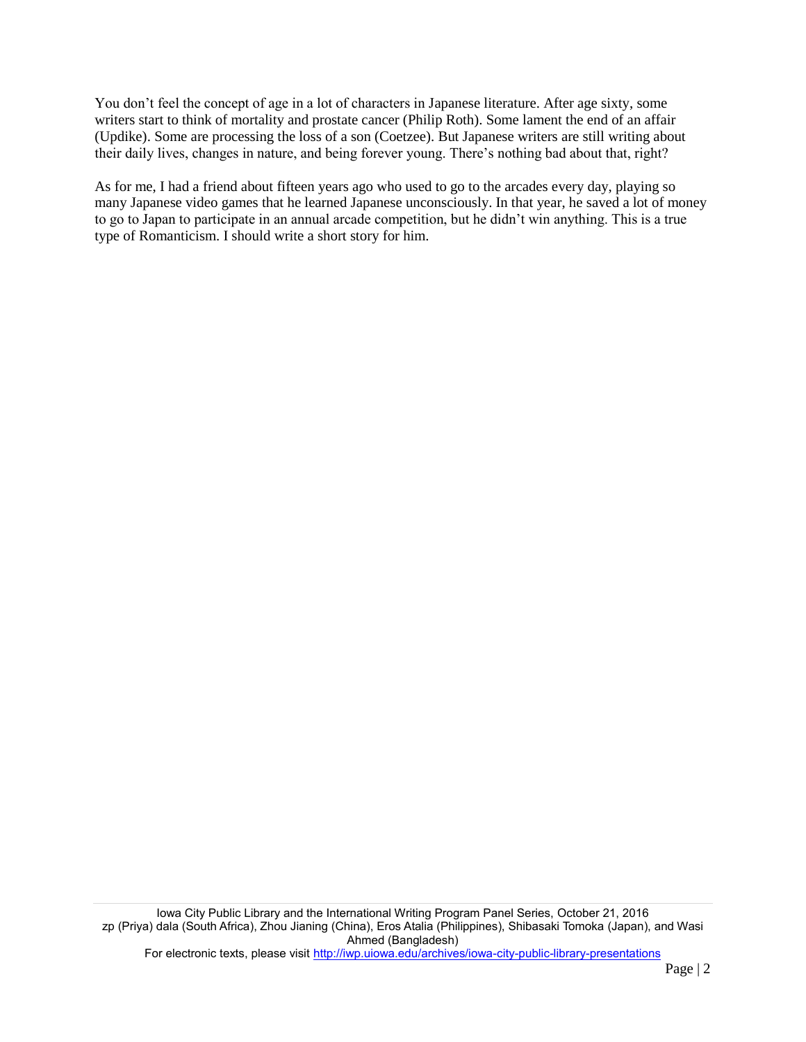You don't feel the concept of age in a lot of characters in Japanese literature. After age sixty, some writers start to think of mortality and prostate cancer (Philip Roth). Some lament the end of an affair (Updike). Some are processing the loss of a son (Coetzee). But Japanese writers are still writing about their daily lives, changes in nature, and being forever young. There's nothing bad about that, right?

As for me, I had a friend about fifteen years ago who used to go to the arcades every day, playing so many Japanese video games that he learned Japanese unconsciously. In that year, he saved a lot of money to go to Japan to participate in an annual arcade competition, but he didn't win anything. This is a true type of Romanticism. I should write a short story for him.